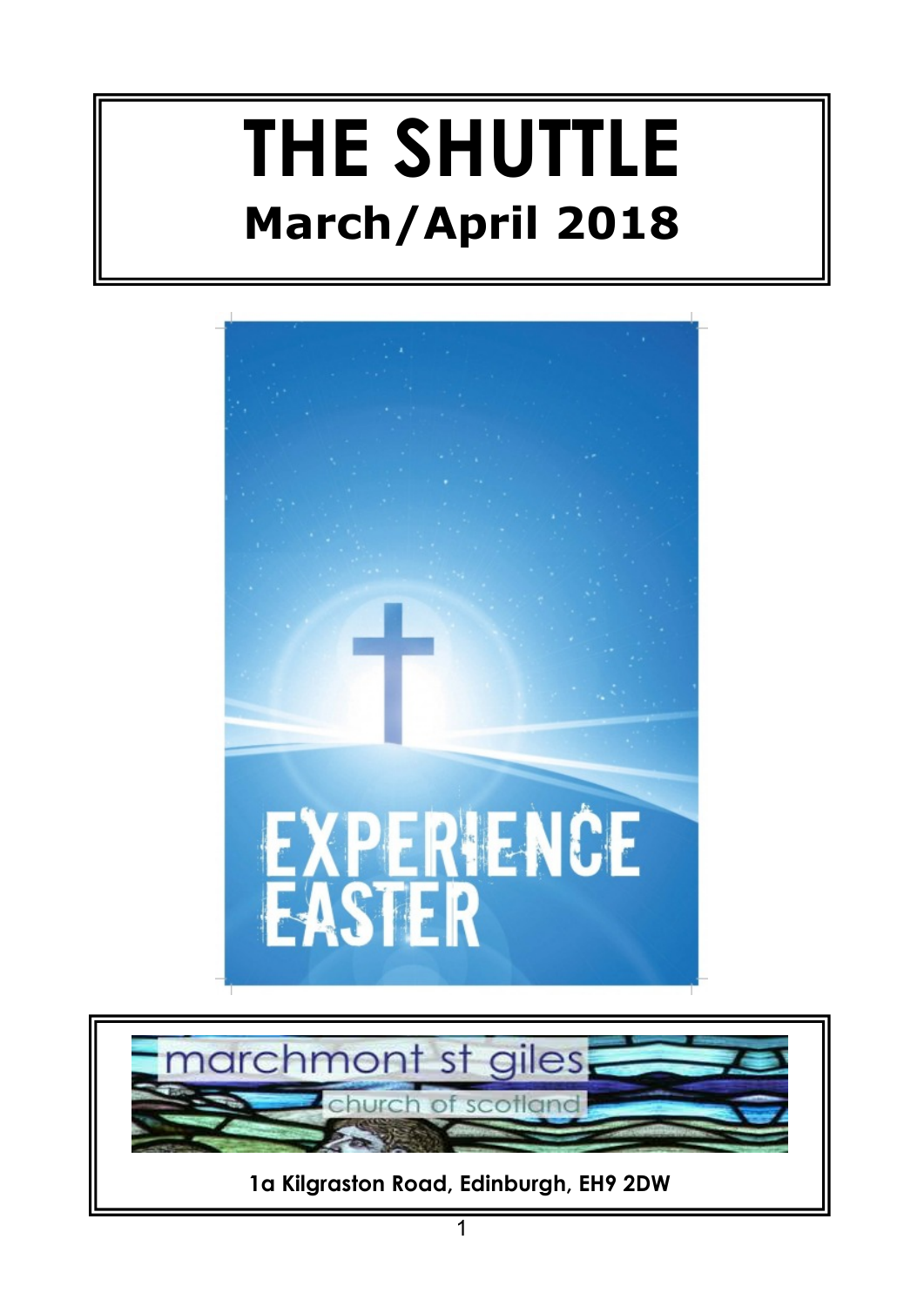# THE SHUTTLE

## March/April 2018

EXPERIENCE EASTER

marchmont st giles

church of scotland

**1a Kilgraston Road, Edinburgh, EH9 2DW**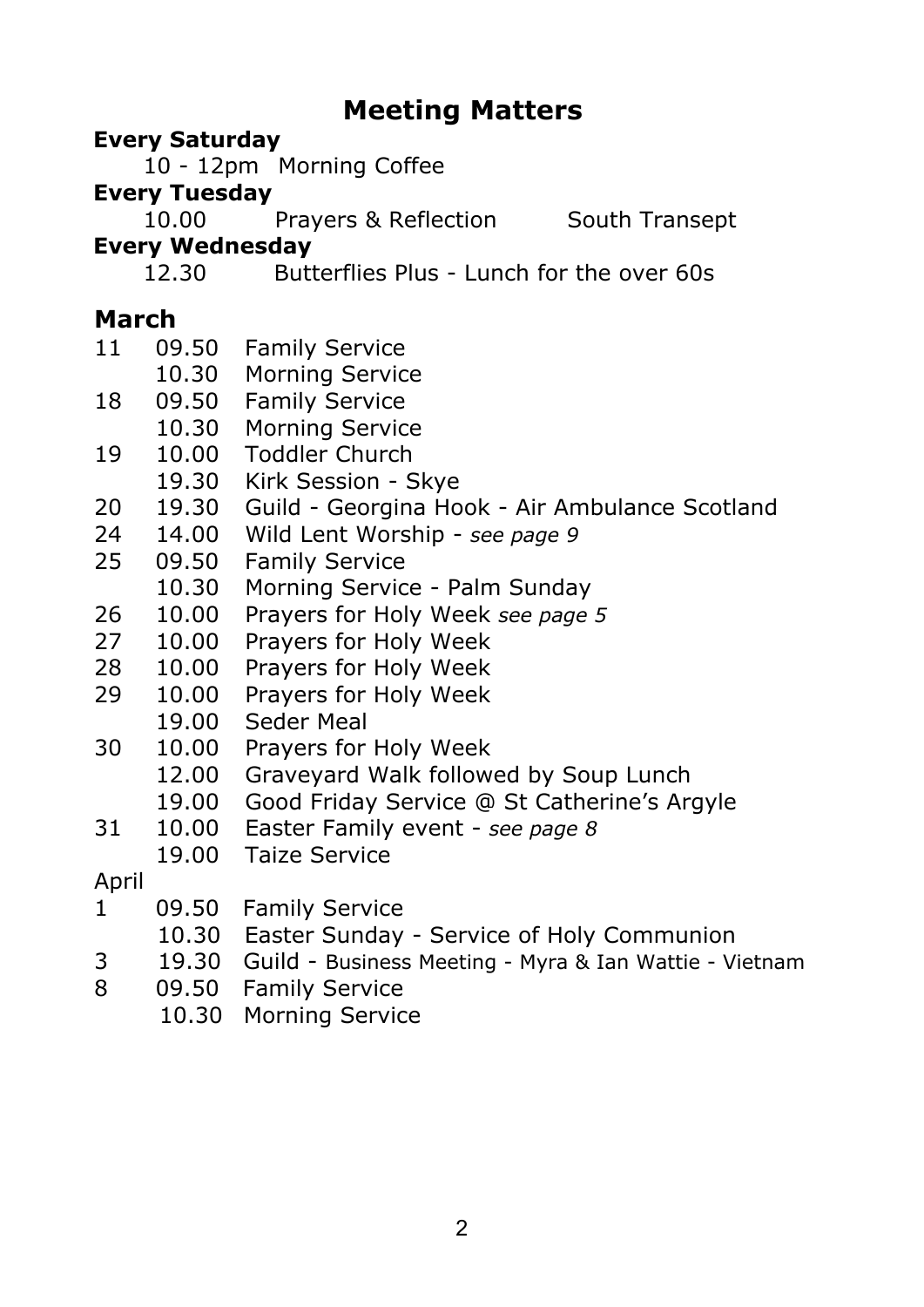# Meeting Matters

**Every Saturday**

10 - 12pm Morning Coffee

**Every Tuesday**

10.00 Prayers & Reflection South Transept

**Every Wednesday**

12.30 Butterflies Plus - Lunch for the over 60s

## March

| | | |
|---|---|---|
| 11 | 09.50 | Family Service |
| | 10.30 | Morning Service |
| 18 | 09.50 | Family Service |
| | 10.30 | Morning Service |
| 19 | 10.00 | Toddler Church |
| | 19.30 | Kirk Session - Skye |
| 20 | 19.30 | Guild - Georgina Hook - Air Ambulance Scotland |
| 24 | 14.00 | Wild Lent Worship - *see page 9* |
| 25 | 09.50 | Family Service |
| | 10.30 | Morning Service - Palm Sunday |
| 26 | 10.00 | Prayers for Holy Week *see page 5* |
| 27 | 10.00 | Prayers for Holy Week |
| 28 | 10.00 | Prayers for Holy Week |
| 29 | 10.00 | Prayers for Holy Week |
| | 19.00 | Seder Meal |
| 30 | 10.00 | Prayers for Holy Week |
| | 12.00 | Graveyard Walk followed by Soup Lunch |
| | 19.00 | Good Friday Service @ St Catherine's Argyle |
| 31 | 10.00 | Easter Family event - *see page 8* |
| | 19.00 | Taize Service |

April

| | | |
|---|---|---|
| 1 | 09.50 | Family Service |
| | 10.30 | Easter Sunday - Service of Holy Communion |
| 3 | 19.30 | Guild - Business Meeting - Myra & Ian Wattie - Vietnam |
| 8 | 09.50 | Family Service |
| | 10.30 | Morning Service |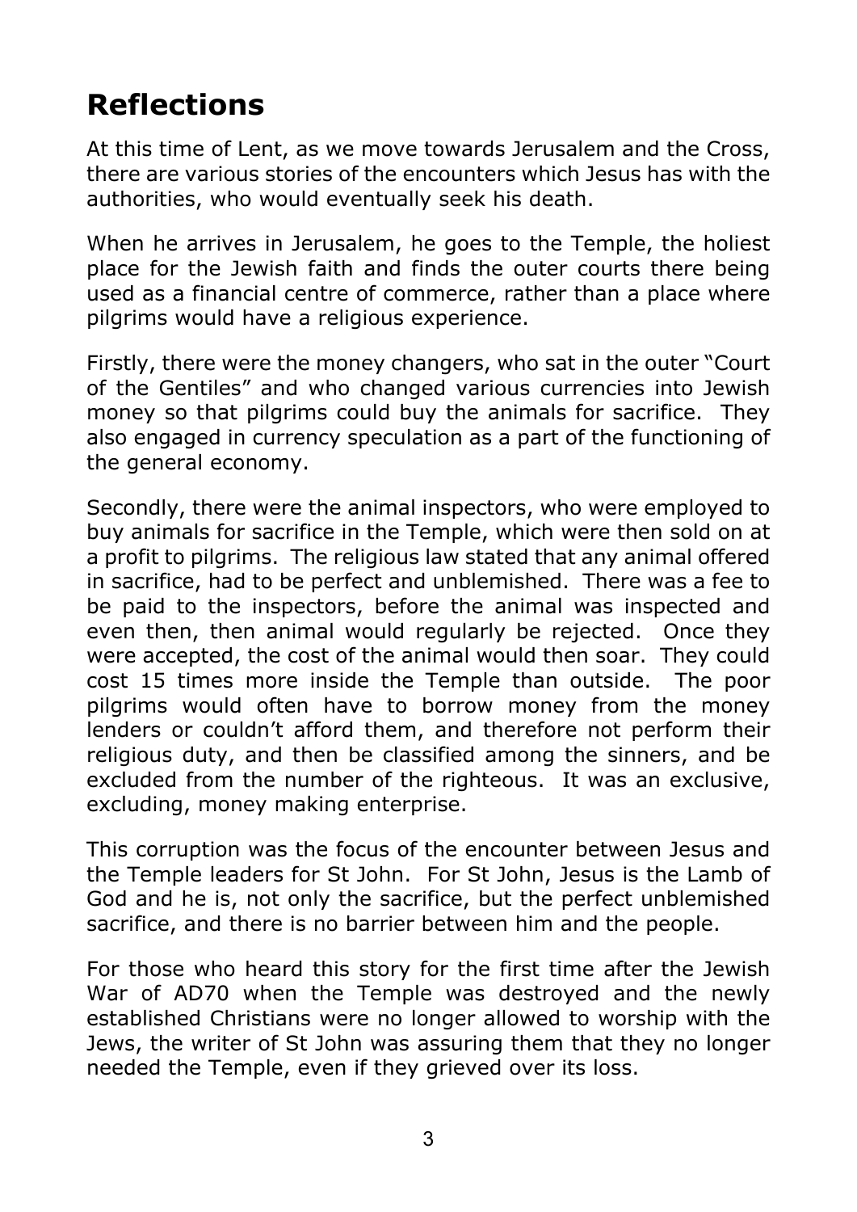## Reflections

At this time of Lent, as we move towards Jerusalem and the Cross, there are various stories of the encounters which Jesus has with the authorities, who would eventually seek his death.

When he arrives in Jerusalem, he goes to the Temple, the holiest place for the Jewish faith and finds the outer courts there being used as a financial centre of commerce, rather than a place where pilgrims would have a religious experience.

Firstly, there were the money changers, who sat in the outer "Court of the Gentiles" and who changed various currencies into Jewish money so that pilgrims could buy the animals for sacrifice. They also engaged in currency speculation as a part of the functioning of the general economy.

Secondly, there were the animal inspectors, who were employed to buy animals for sacrifice in the Temple, which were then sold on at a profit to pilgrims. The religious law stated that any animal offered in sacrifice, had to be perfect and unblemished. There was a fee to be paid to the inspectors, before the animal was inspected and even then, then animal would regularly be rejected. Once they were accepted, the cost of the animal would then soar. They could cost 15 times more inside the Temple than outside. The poor pilgrims would often have to borrow money from the money lenders or couldn't afford them, and therefore not perform their religious duty, and then be classified among the sinners, and be excluded from the number of the righteous. It was an exclusive, excluding, money making enterprise.

This corruption was the focus of the encounter between Jesus and the Temple leaders for St John. For St John, Jesus is the Lamb of God and he is, not only the sacrifice, but the perfect unblemished sacrifice, and there is no barrier between him and the people.

For those who heard this story for the first time after the Jewish War of AD70 when the Temple was destroyed and the newly established Christians were no longer allowed to worship with the Jews, the writer of St John was assuring them that they no longer needed the Temple, even if they grieved over its loss.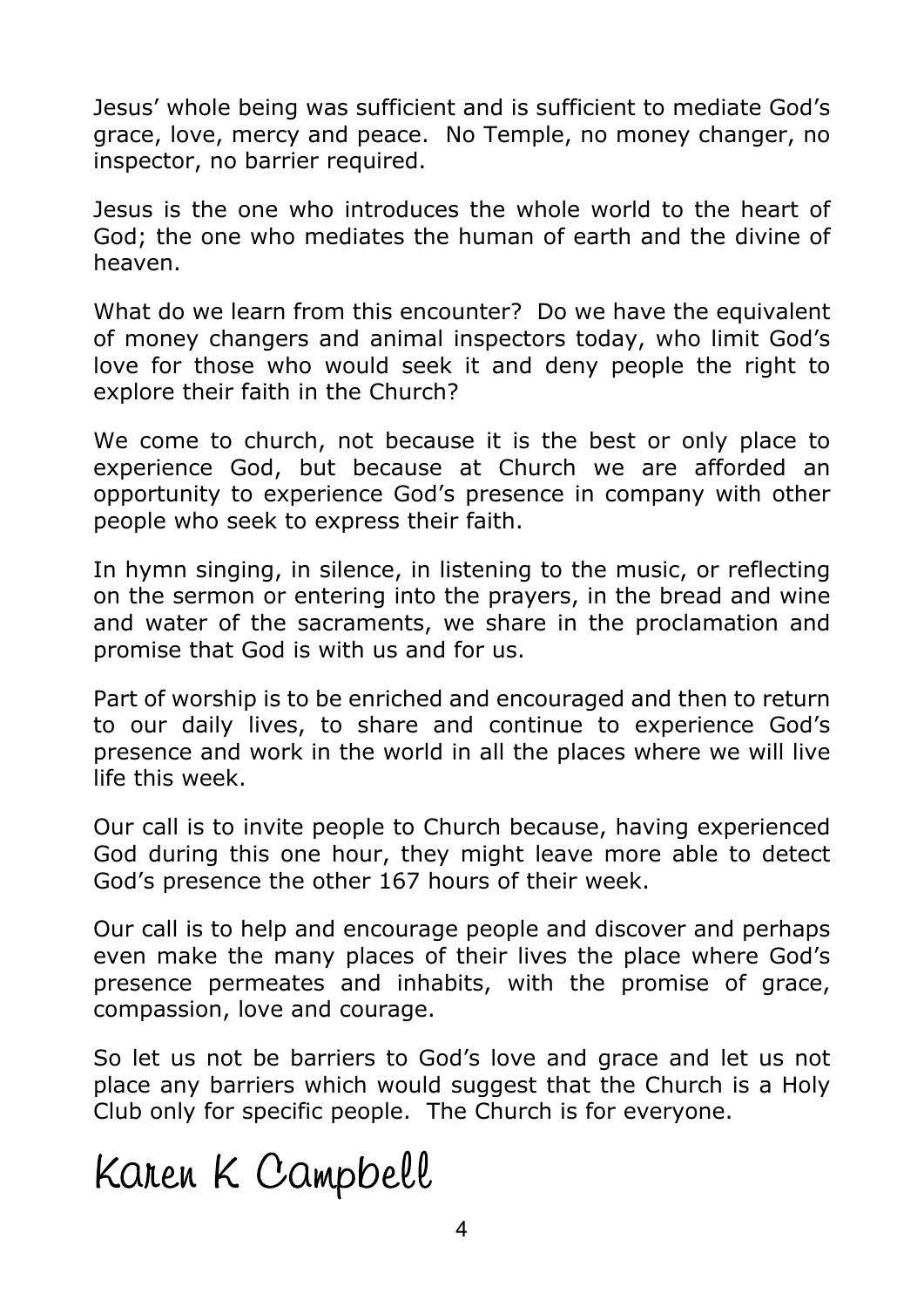Jesus' whole being was sufficient and is sufficient to mediate God's grace, love, mercy and peace. No Temple, no money changer, no inspector, no barrier required.

Jesus is the one who introduces the whole world to the heart of God; the one who mediates the human of earth and the divine of heaven.

What do we learn from this encounter? Do we have the equivalent of money changers and animal inspectors today, who limit God's love for those who would seek it and deny people the right to explore their faith in the Church?

We come to church, not because it is the best or only place to experience God, but because at Church we are afforded an opportunity to experience God's presence in company with other people who seek to express their faith.

In hymn singing, in silence, in listening to the music, or reflecting on the sermon or entering into the prayers, in the bread and wine and water of the sacraments, we share in the proclamation and promise that God is with us and for us.

Part of worship is to be enriched and encouraged and then to return to our daily lives, to share and continue to experience God's presence and work in the world in all the places where we will live life this week.

Our call is to invite people to Church because, having experienced God during this one hour, they might leave more able to detect God's presence the other 167 hours of their week.

Our call is to help and encourage people and discover and perhaps even make the many places of their lives the place where God's presence permeates and inhabits, with the promise of grace, compassion, love and courage.

So let us not be barriers to God's love and grace and let us not place any barriers which would suggest that the Church is a Holy Club only for specific people. The Church is for everyone.

Karen K Campbell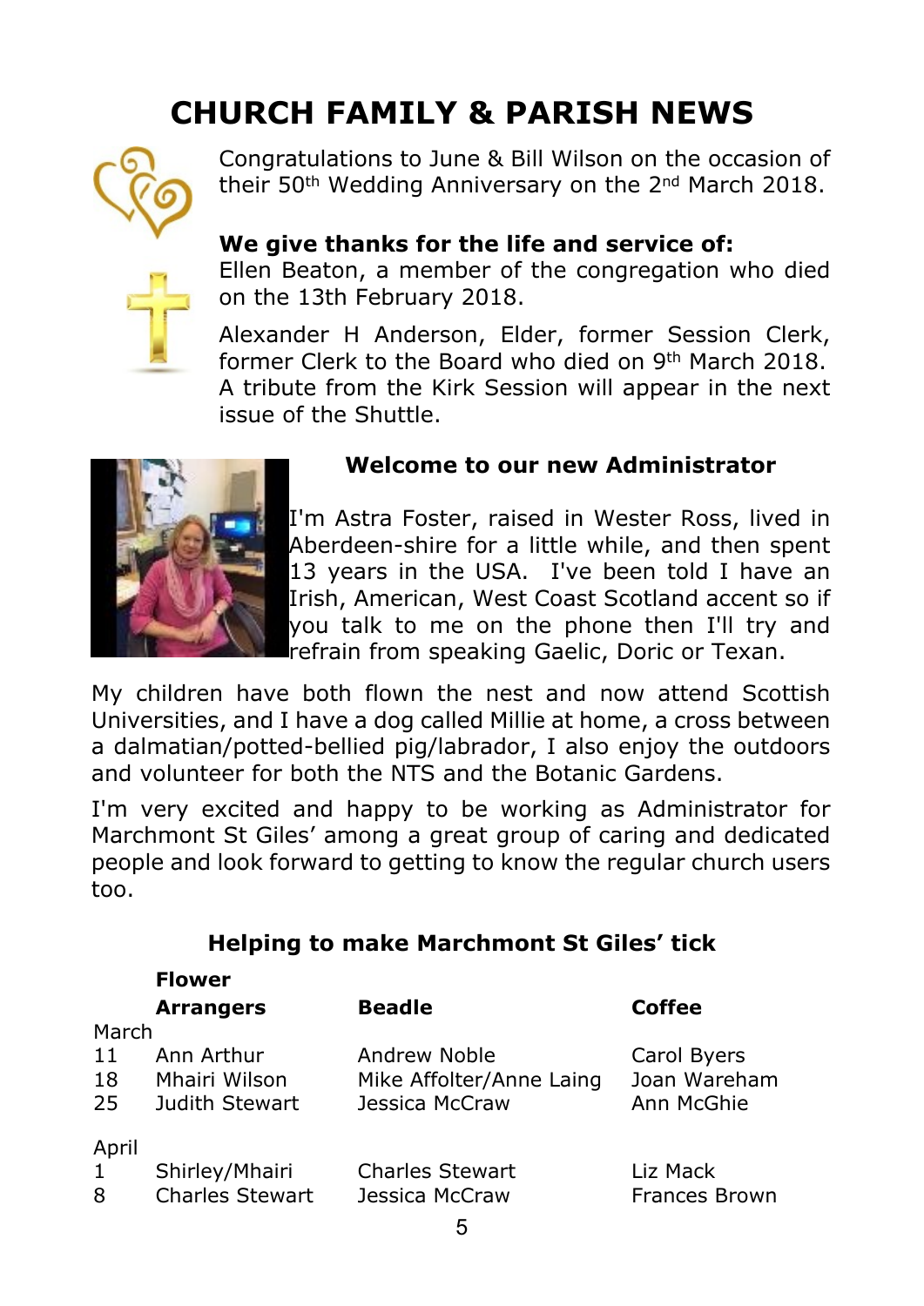# CHURCH FAMILY & PARISH NEWS

Congratulations to June & Bill Wilson on the occasion of their 50th Wedding Anniversary on the 2nd March 2018.

**We give thanks for the life and service of:**

Ellen Beaton, a member of the congregation who died on the 13th February 2018.

Alexander H Anderson, Elder, former Session Clerk, former Clerk to the Board who died on 9th March 2018. A tribute from the Kirk Session will appear in the next issue of the Shuttle.

### Welcome to our new Administrator

I'm Astra Foster, raised in Wester Ross, lived in Aberdeen-shire for a little while, and then spent 13 years in the USA. I've been told I have an Irish, American, West Coast Scotland accent so if you talk to me on the phone then I'll try and refrain from speaking Gaelic, Doric or Texan.

My children have both flown the nest and now attend Scottish Universities, and I have a dog called Millie at home, a cross between a dalmatian/potted-bellied pig/labrador, I also enjoy the outdoors and volunteer for both the NTS and the Botanic Gardens.

I'm very excited and happy to be working as Administrator for Marchmont St Giles' among a great group of caring and dedicated people and look forward to getting to know the regular church users too.

### Helping to make Marchmont St Giles' tick

| | Flower Arrangers | Beadle | Coffee |
|---|---|---|---|
| **March** | | | |
| 11 | Ann Arthur | Andrew Noble | Carol Byers |
| 18 | Mhairi Wilson | Mike Affolter/Anne Laing | Joan Wareham |
| 25 | Judith Stewart | Jessica McCraw | Ann McGhie |
| **April** | | | |
| 1 | Shirley/Mhairi | Charles Stewart | Liz Mack |
| 8 | Charles Stewart | Jessica McCraw | Frances Brown |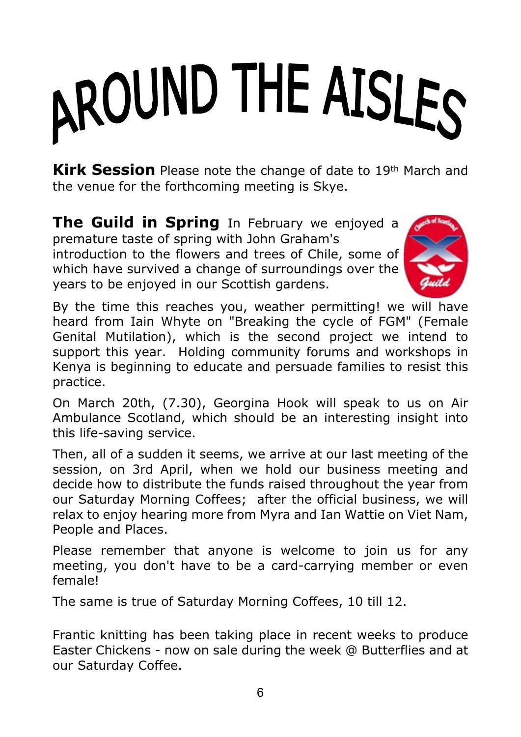# AROUND THE AISLES

**Kirk Session** Please note the change of date to 19th March and the venue for the forthcoming meeting is Skye.

**The Guild in Spring** In February we enjoyed a premature taste of spring with John Graham's introduction to the flowers and trees of Chile, some of which have survived a change of surroundings over the years to be enjoyed in our Scottish gardens.

By the time this reaches you, weather permitting! we will have heard from Iain Whyte on "Breaking the cycle of FGM" (Female Genital Mutilation), which is the second project we intend to support this year. Holding community forums and workshops in Kenya is beginning to educate and persuade families to resist this practice.

On March 20th, (7.30), Georgina Hook will speak to us on Air Ambulance Scotland, which should be an interesting insight into this life-saving service.

Then, all of a sudden it seems, we arrive at our last meeting of the session, on 3rd April, when we hold our business meeting and decide how to distribute the funds raised throughout the year from our Saturday Morning Coffees; after the official business, we will relax to enjoy hearing more from Myra and Ian Wattie on Viet Nam, People and Places.

Please remember that anyone is welcome to join us for any meeting, you don't have to be a card-carrying member or even female!

The same is true of Saturday Morning Coffees, 10 till 12.

Frantic knitting has been taking place in recent weeks to produce Easter Chickens - now on sale during the week @ Butterflies and at our Saturday Coffee.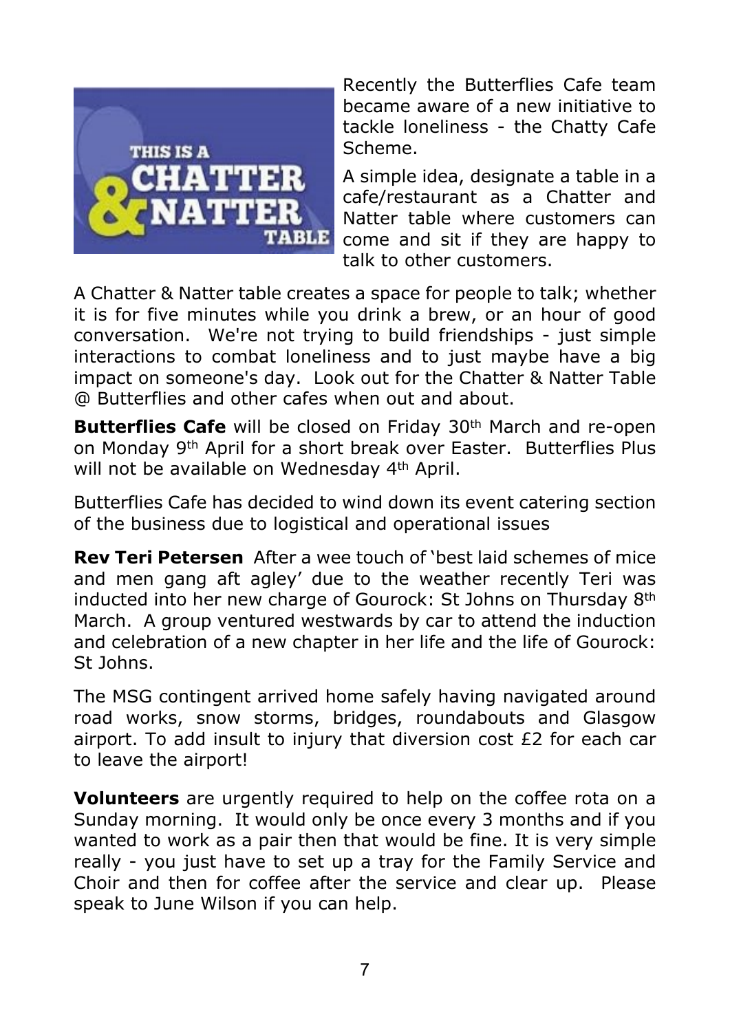Recently the Butterflies Cafe team became aware of a new initiative to tackle loneliness - the Chatty Cafe Scheme.

A simple idea, designate a table in a cafe/restaurant as a Chatter and Natter table where customers can come and sit if they are happy to talk to other customers.

A Chatter & Natter table creates a space for people to talk; whether it is for five minutes while you drink a brew, or an hour of good conversation. We're not trying to build friendships - just simple interactions to combat loneliness and to just maybe have a big impact on someone's day. Look out for the Chatter & Natter Table @ Butterflies and other cafes when out and about.

**Butterflies Cafe** will be closed on Friday 30th March and re-open on Monday 9th April for a short break over Easter. Butterflies Plus will not be available on Wednesday 4th April.

Butterflies Cafe has decided to wind down its event catering section of the business due to logistical and operational issues

**Rev Teri Petersen** After a wee touch of 'best laid schemes of mice and men gang aft agley' due to the weather recently Teri was inducted into her new charge of Gourock: St Johns on Thursday 8th March. A group ventured westwards by car to attend the induction and celebration of a new chapter in her life and the life of Gourock: St Johns.

The MSG contingent arrived home safely having navigated around road works, snow storms, bridges, roundabouts and Glasgow airport. To add insult to injury that diversion cost £2 for each car to leave the airport!

**Volunteers** are urgently required to help on the coffee rota on a Sunday morning. It would only be once every 3 months and if you wanted to work as a pair then that would be fine. It is very simple really - you just have to set up a tray for the Family Service and Choir and then for coffee after the service and clear up. Please speak to June Wilson if you can help.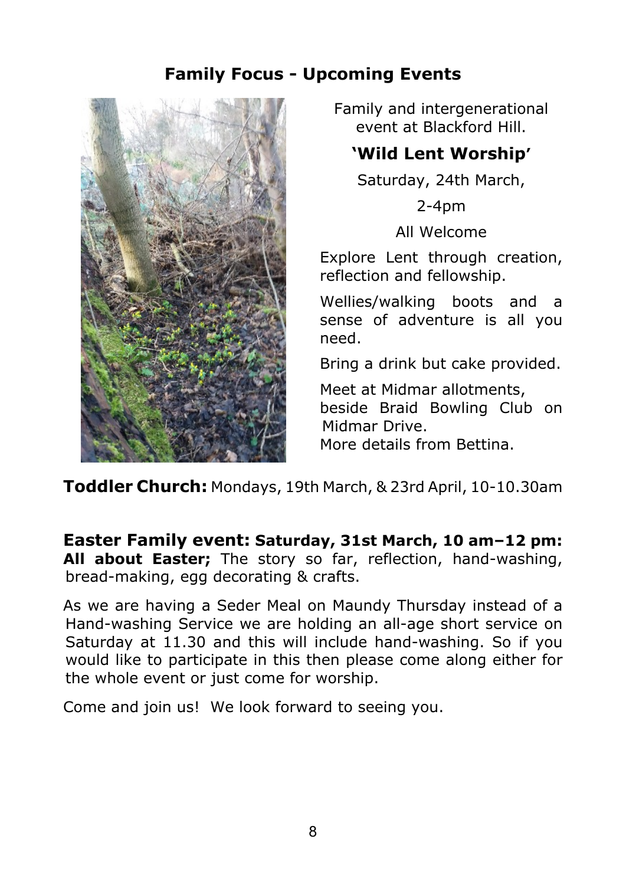## Family Focus - Upcoming Events

Family and intergenerational event at Blackford Hill.

### 'Wild Lent Worship'

Saturday, 24th March,

2-4pm

All Welcome

Explore Lent through creation, reflection and fellowship.

Wellies/walking boots and a sense of adventure is all you need.

Bring a drink but cake provided.

Meet at Midmar allotments, beside Braid Bowling Club on Midmar Drive.
More details from Bettina.

**Toddler Church:** Mondays, 19th March, & 23rd April, 10-10.30am

**Easter Family event: Saturday, 31st March, 10 am–12 pm: All about Easter;** The story so far, reflection, hand-washing, bread-making, egg decorating & crafts.

As we are having a Seder Meal on Maundy Thursday instead of a Hand-washing Service we are holding an all-age short service on Saturday at 11.30 and this will include hand-washing. So if you would like to participate in this then please come along either for the whole event or just come for worship.

Come and join us! We look forward to seeing you.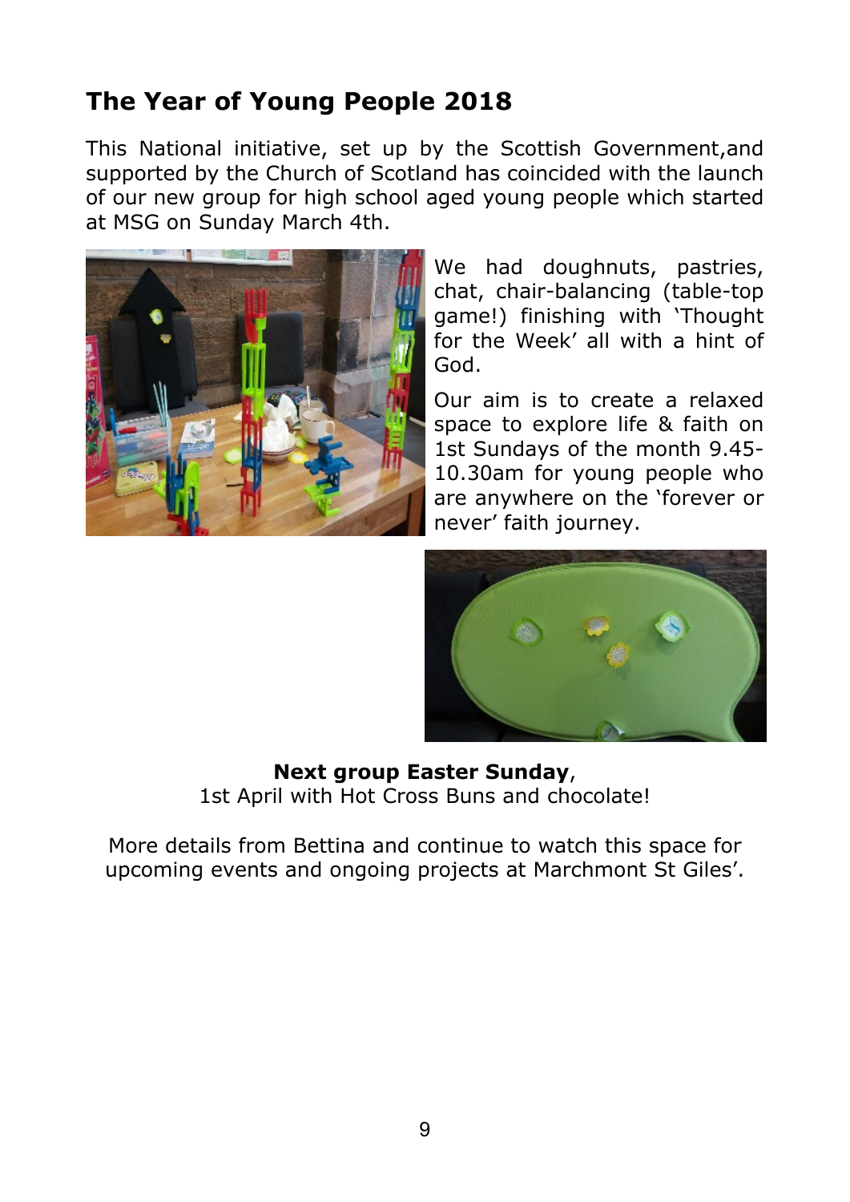## The Year of Young People 2018

This National initiative, set up by the Scottish Government,and supported by the Church of Scotland has coincided with the launch of our new group for high school aged young people which started at MSG on Sunday March 4th.

We had doughnuts, pastries, chat, chair-balancing (table-top game!) finishing with 'Thought for the Week' all with a hint of God.

Our aim is to create a relaxed space to explore life & faith on 1st Sundays of the month 9.45-10.30am for young people who are anywhere on the 'forever or never' faith journey.

**Next group Easter Sunday**, 1st April with Hot Cross Buns and chocolate!

More details from Bettina and continue to watch this space for upcoming events and ongoing projects at Marchmont St Giles'.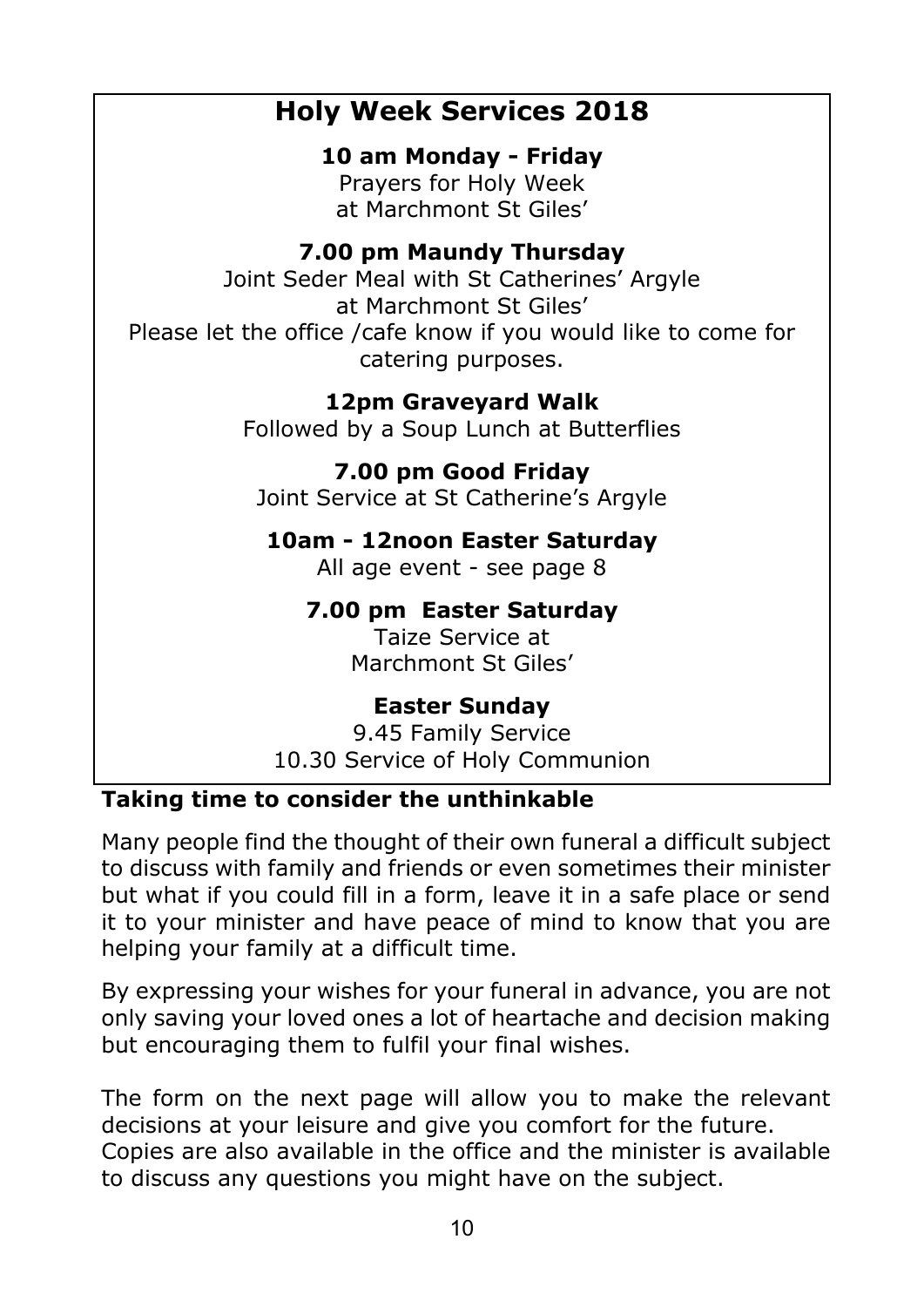## Holy Week Services 2018

**10 am Monday - Friday**
Prayers for Holy Week
at Marchmont St Giles'

**7.00 pm Maundy Thursday**
Joint Seder Meal with St Catherines' Argyle
at Marchmont St Giles'
Please let the office /cafe know if you would like to come for catering purposes.

**12pm Graveyard Walk**
Followed by a Soup Lunch at Butterflies

**7.00 pm Good Friday**
Joint Service at St Catherine's Argyle

**10am - 12noon Easter Saturday**
All age event - see page 8

**7.00 pm Easter Saturday**
Taize Service at
Marchmont St Giles'

**Easter Sunday**
9.45 Family Service
10.30 Service of Holy Communion

### Taking time to consider the unthinkable

Many people find the thought of their own funeral a difficult subject to discuss with family and friends or even sometimes their minister but what if you could fill in a form, leave it in a safe place or send it to your minister and have peace of mind to know that you are helping your family at a difficult time.

By expressing your wishes for your funeral in advance, you are not only saving your loved ones a lot of heartache and decision making but encouraging them to fulfil your final wishes.

The form on the next page will allow you to make the relevant decisions at your leisure and give you comfort for the future. Copies are also available in the office and the minister is available to discuss any questions you might have on the subject.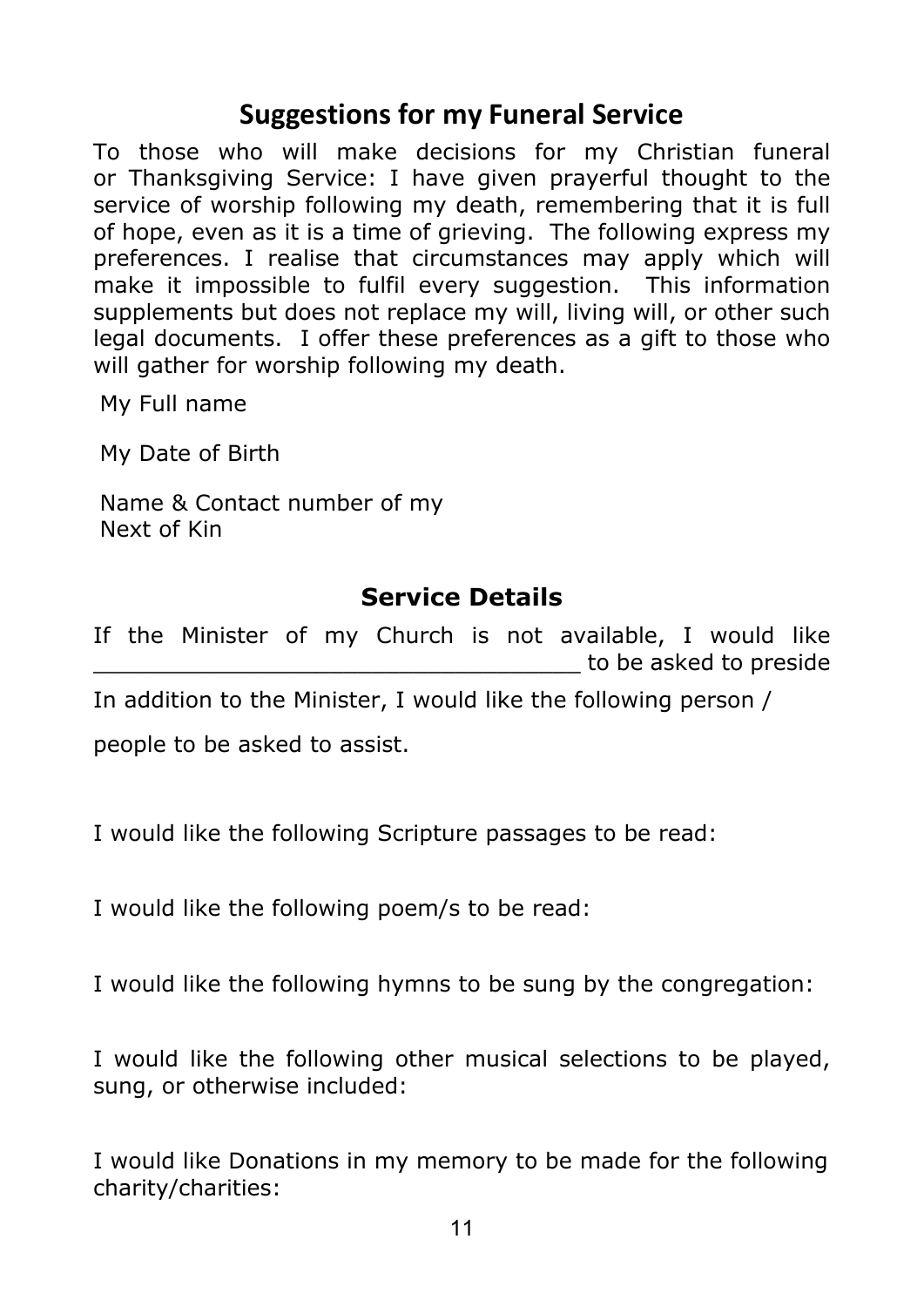## Suggestions for my Funeral Service

To those who will make decisions for my Christian funeral or Thanksgiving Service: I have given prayerful thought to the service of worship following my death, remembering that it is full of hope, even as it is a time of grieving. The following express my preferences. I realise that circumstances may apply which will make it impossible to fulfil every suggestion. This information supplements but does not replace my will, living will, or other such legal documents. I offer these preferences as a gift to those who will gather for worship following my death.

My Full name

My Date of Birth

Name & Contact number of my Next of Kin

### Service Details

If the Minister of my Church is not available, I would like ___________________________________ to be asked to preside

In addition to the Minister, I would like the following person / people to be asked to assist.

I would like the following Scripture passages to be read:

I would like the following poem/s to be read:

I would like the following hymns to be sung by the congregation:

I would like the following other musical selections to be played, sung, or otherwise included:

I would like Donations in my memory to be made for the following charity/charities: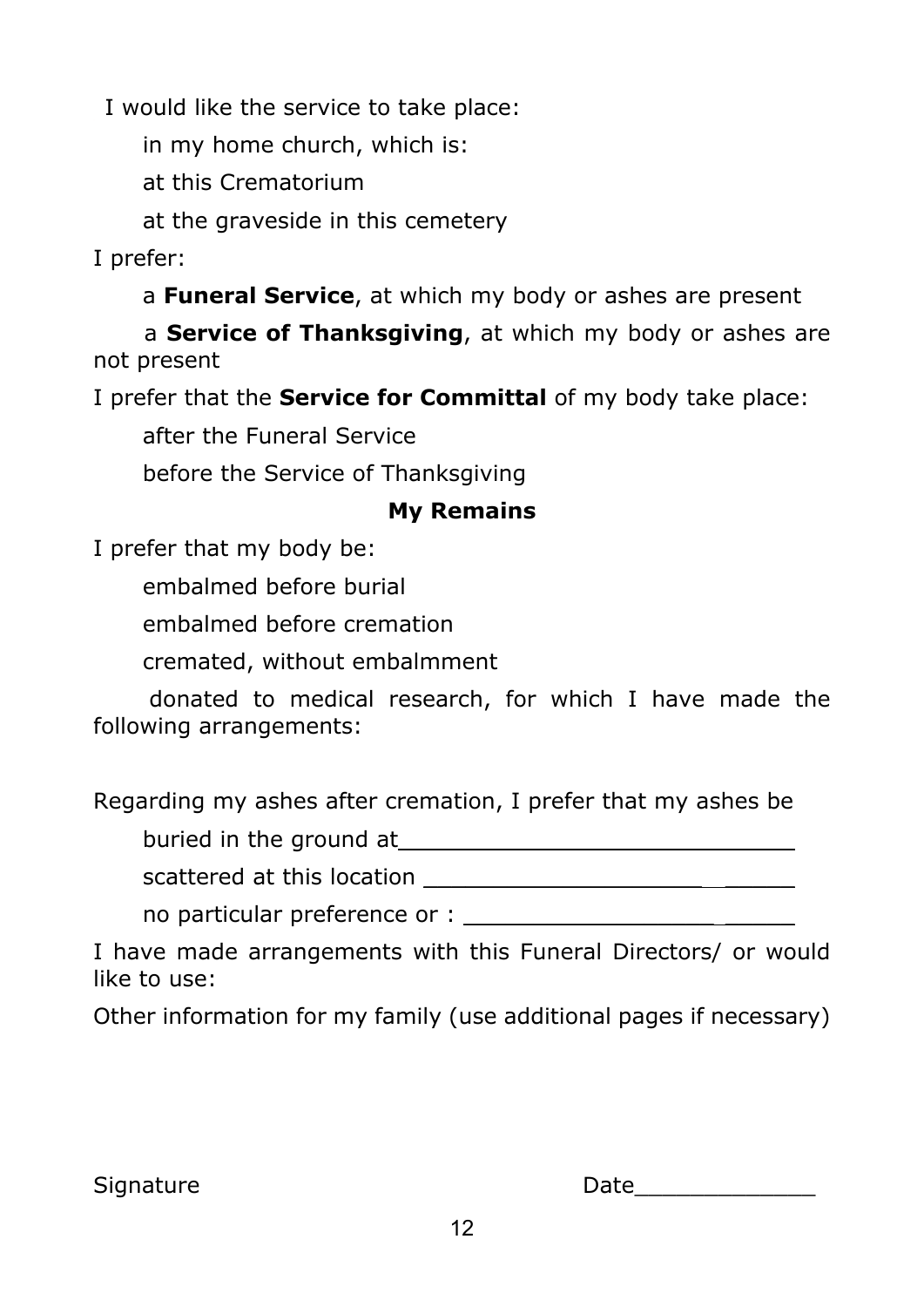I would like the service to take place:

in my home church, which is:

at this Crematorium

at the graveside in this cemetery

I prefer:

a **Funeral Service**, at which my body or ashes are present

a **Service of Thanksgiving**, at which my body or ashes are not present

I prefer that the **Service for Committal** of my body take place:

after the Funeral Service

before the Service of Thanksgiving

## My Remains

I prefer that my body be:

embalmed before burial

embalmed before cremation

cremated, without embalmment

donated to medical research, for which I have made the following arrangements:

Regarding my ashes after cremation, I prefer that my ashes be

buried in the ground at_____________________________

scattered at this location ___________________________

no particular preference or : _________________________

I have made arrangements with this Funeral Directors/ or would like to use:

Other information for my family (use additional pages if necessary)

Signature                                                            Date_____________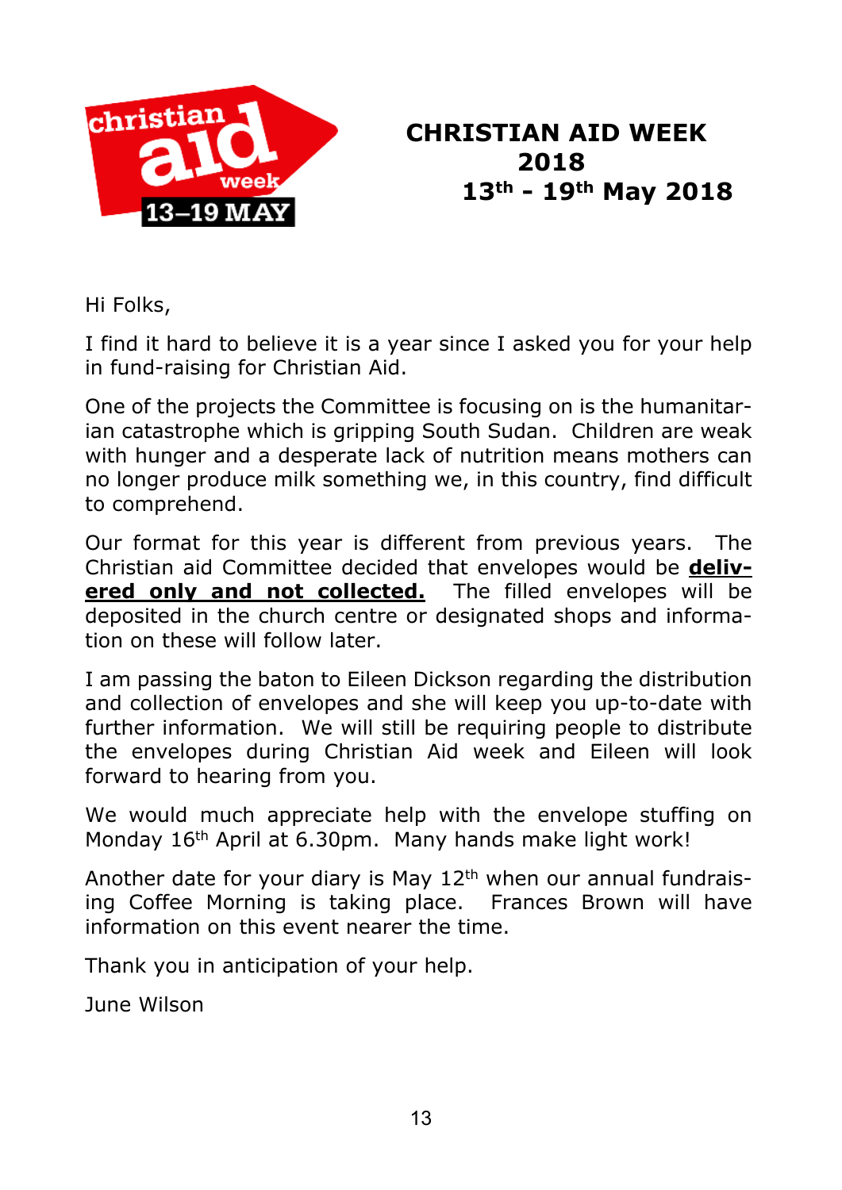# CHRISTIAN AID WEEK 2018
## 13th - 19th May 2018

Hi Folks,

I find it hard to believe it is a year since I asked you for your help in fund-raising for Christian Aid.

One of the projects the Committee is focusing on is the humanitarian catastrophe which is gripping South Sudan. Children are weak with hunger and a desperate lack of nutrition means mothers can no longer produce milk something we, in this country, find difficult to comprehend.

Our format for this year is different from previous years. The Christian aid Committee decided that envelopes would be **delivered only and not collected.** The filled envelopes will be deposited in the church centre or designated shops and information on these will follow later.

I am passing the baton to Eileen Dickson regarding the distribution and collection of envelopes and she will keep you up-to-date with further information. We will still be requiring people to distribute the envelopes during Christian Aid week and Eileen will look forward to hearing from you.

We would much appreciate help with the envelope stuffing on Monday 16th April at 6.30pm. Many hands make light work!

Another date for your diary is May 12th when our annual fundraising Coffee Morning is taking place. Frances Brown will have information on this event nearer the time.

Thank you in anticipation of your help.

June Wilson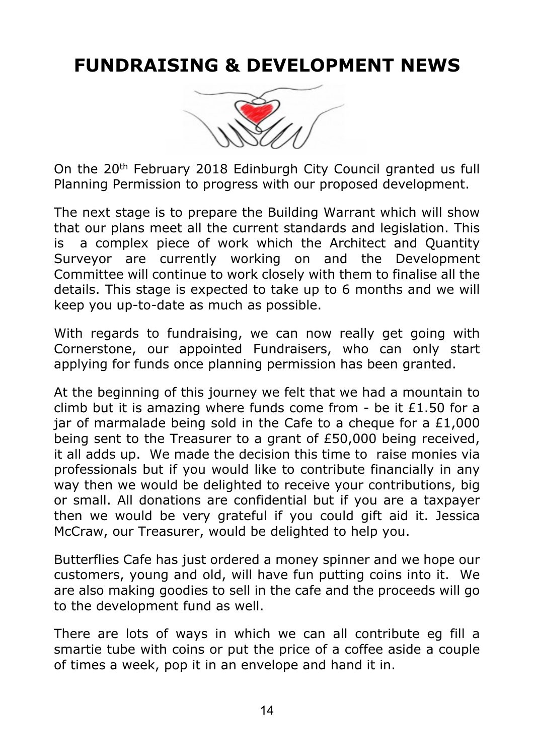# FUNDRAISING & DEVELOPMENT NEWS

On the 20th February 2018 Edinburgh City Council granted us full Planning Permission to progress with our proposed development.

The next stage is to prepare the Building Warrant which will show that our plans meet all the current standards and legislation. This is a complex piece of work which the Architect and Quantity Surveyor are currently working on and the Development Committee will continue to work closely with them to finalise all the details. This stage is expected to take up to 6 months and we will keep you up-to-date as much as possible.

With regards to fundraising, we can now really get going with Cornerstone, our appointed Fundraisers, who can only start applying for funds once planning permission has been granted.

At the beginning of this journey we felt that we had a mountain to climb but it is amazing where funds come from - be it £1.50 for a jar of marmalade being sold in the Cafe to a cheque for a £1,000 being sent to the Treasurer to a grant of £50,000 being received, it all adds up. We made the decision this time to raise monies via professionals but if you would like to contribute financially in any way then we would be delighted to receive your contributions, big or small. All donations are confidential but if you are a taxpayer then we would be very grateful if you could gift aid it. Jessica McCraw, our Treasurer, would be delighted to help you.

Butterflies Cafe has just ordered a money spinner and we hope our customers, young and old, will have fun putting coins into it. We are also making goodies to sell in the cafe and the proceeds will go to the development fund as well.

There are lots of ways in which we can all contribute eg fill a smartie tube with coins or put the price of a coffee aside a couple of times a week, pop it in an envelope and hand it in.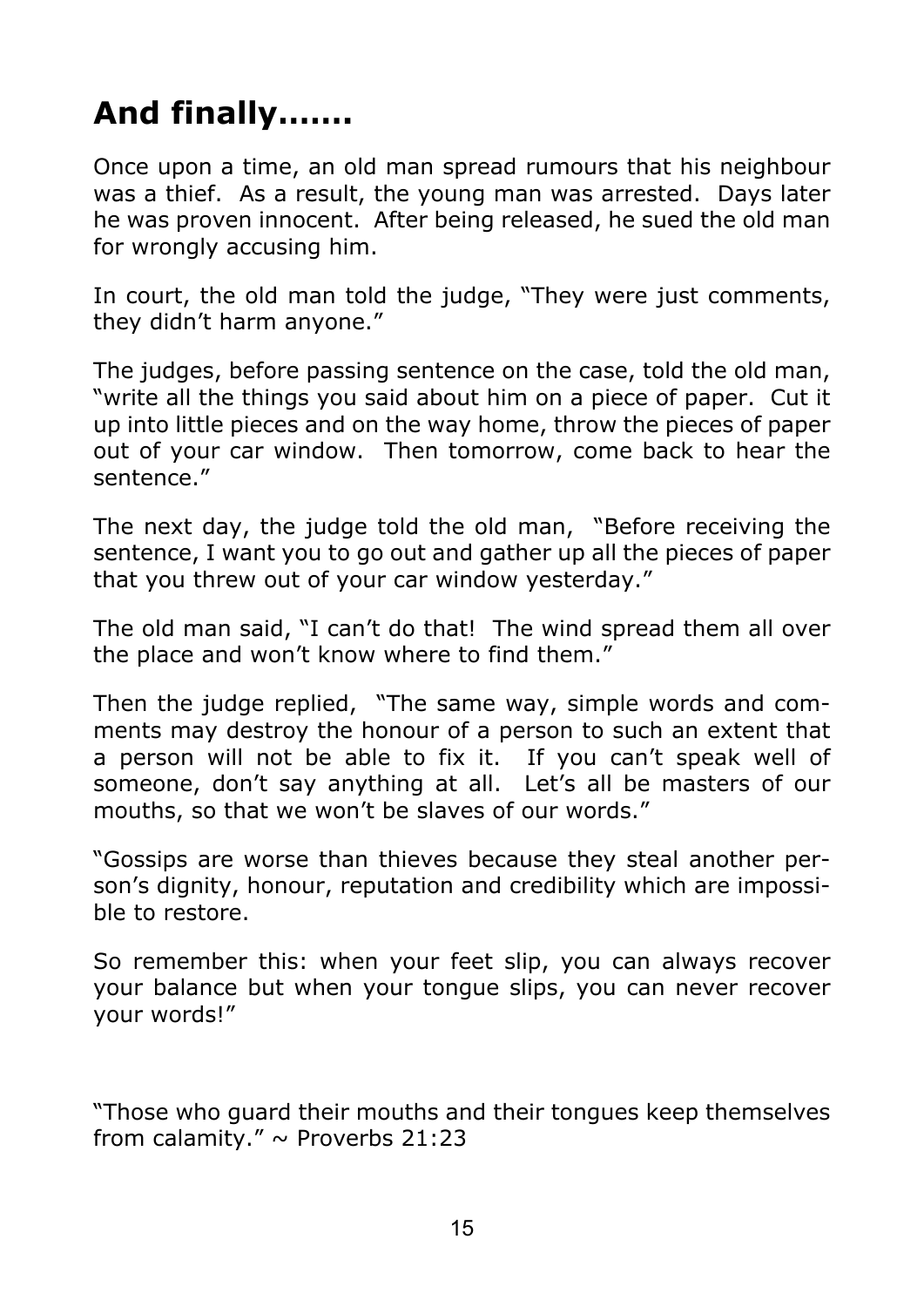# And finally.......

Once upon a time, an old man spread rumours that his neighbour was a thief. As a result, the young man was arrested. Days later he was proven innocent. After being released, he sued the old man for wrongly accusing him.

In court, the old man told the judge, "They were just comments, they didn't harm anyone."

The judges, before passing sentence on the case, told the old man, "write all the things you said about him on a piece of paper. Cut it up into little pieces and on the way home, throw the pieces of paper out of your car window. Then tomorrow, come back to hear the sentence."

The next day, the judge told the old man, "Before receiving the sentence, I want you to go out and gather up all the pieces of paper that you threw out of your car window yesterday."

The old man said, "I can't do that! The wind spread them all over the place and won't know where to find them."

Then the judge replied, "The same way, simple words and comments may destroy the honour of a person to such an extent that a person will not be able to fix it. If you can't speak well of someone, don't say anything at all. Let's all be masters of our mouths, so that we won't be slaves of our words."

"Gossips are worse than thieves because they steal another person's dignity, honour, reputation and credibility which are impossible to restore.

So remember this: when your feet slip, you can always recover your balance but when your tongue slips, you can never recover your words!"

"Those who guard their mouths and their tongues keep themselves from calamity." ~ Proverbs 21:23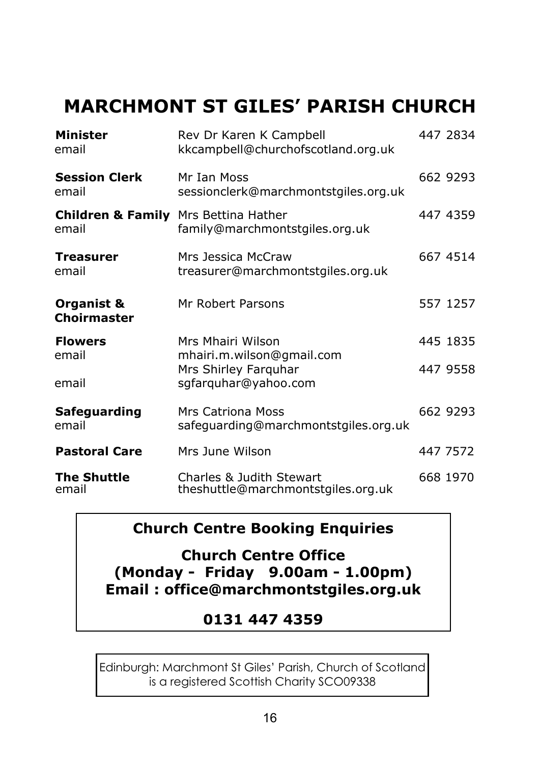# MARCHMONT ST GILES' PARISH CHURCH

| | | |
|---|---|---|
| **Minister** | Rev Dr Karen K Campbell | 447 2834 |
| email | kkcampbell@churchofscotland.org.uk | |
| **Session Clerk** | Mr Ian Moss | 662 9293 |
| email | sessionclerk@marchmontstgiles.org.uk | |
| **Children & Family** | Mrs Bettina Hather | 447 4359 |
| email | family@marchmontstgiles.org.uk | |
| **Treasurer** | Mrs Jessica McCraw | 667 4514 |
| email | treasurer@marchmontstgiles.org.uk | |
| **Organist & Choirmaster** | Mr Robert Parsons | 557 1257 |
| **Flowers** | Mrs Mhairi Wilson | 445 1835 |
| email | mhairi.m.wilson@gmail.com | |
| | Mrs Shirley Farquhar | 447 9558 |
| email | sgfarquhar@yahoo.com | |
| **Safeguarding** | Mrs Catriona Moss | 662 9293 |
| email | safeguarding@marchmontstgiles.org.uk | |
| **Pastoral Care** | Mrs June Wilson | 447 7572 |
| **The Shuttle** | Charles & Judith Stewart | 668 1970 |
| email | theshuttle@marchmontstgiles.org.uk | |

**Church Centre Booking Enquiries**

**Church Centre Office**
**(Monday - Friday 9.00am - 1.00pm)**
**Email : office@marchmontstgiles.org.uk**

**0131 447 4359**

Edinburgh: Marchmont St Giles' Parish, Church of Scotland is a registered Scottish Charity SCO09338